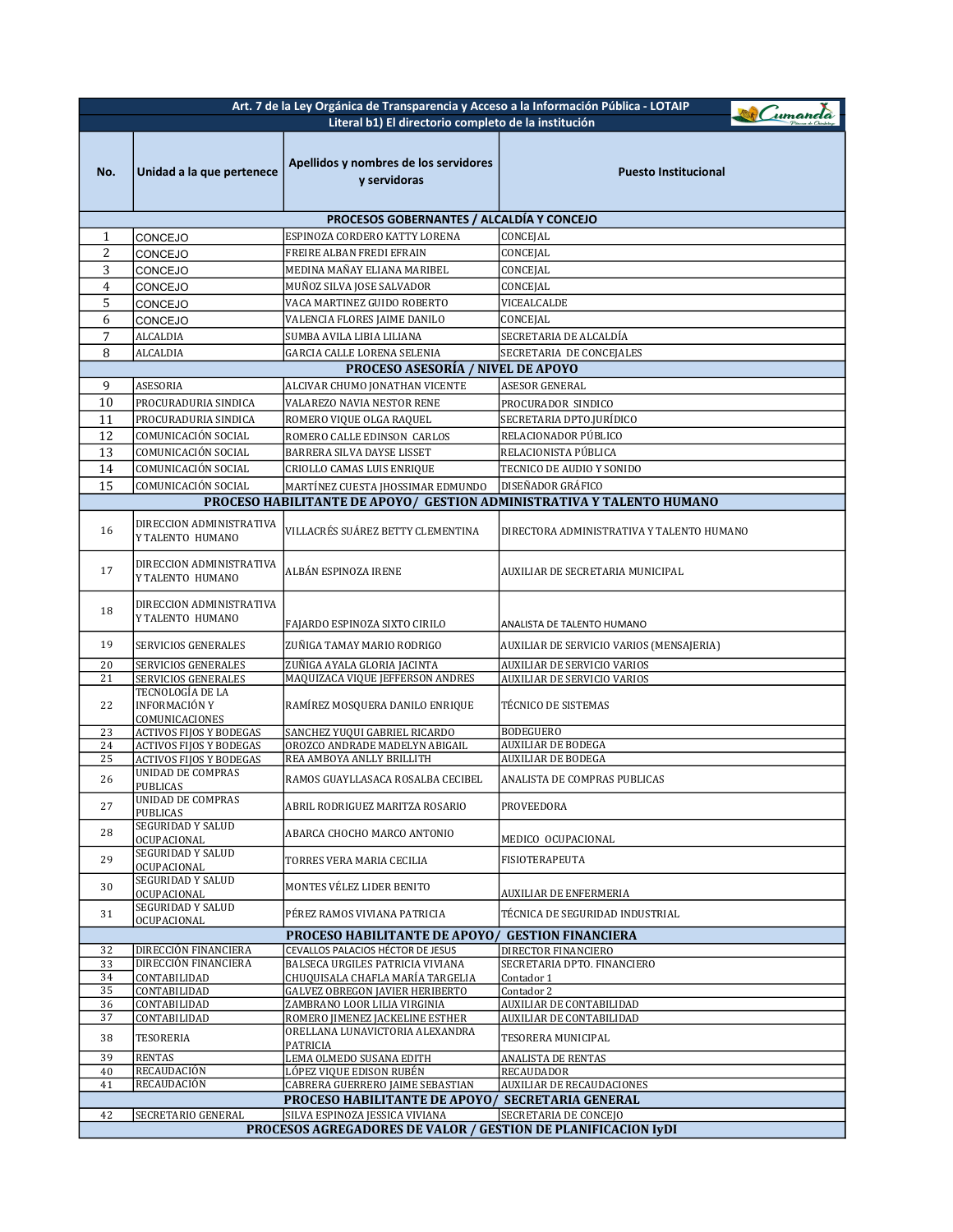| No. | Unidad a la que pertenece | Apellidos y nombres de los servidores y servidoras | Puesto Institucional |
|---|---|---|---|
| **Art. 7 de la Ley Orgánica de Transparencia y Acceso a la Información Pública - LOTAIP** | | | |
| **Literal b1) El directorio completo de la institución** | | | |
| **PROCESOS GOBERNANTES / ALCALDÍA Y CONCEJO** | | | |
| 1 | CONCEJO | ESPINOZA CORDERO KATTY LORENA | CONCEJAL |
| 2 | CONCEJO | FREIRE ALBAN FREDI EFRAIN | CONCEJAL |
| 3 | CONCEJO | MEDINA MAÑAY ELIANA MARIBEL | CONCEJAL |
| 4 | CONCEJO | MUÑOZ SILVA JOSE SALVADOR | CONCEJAL |
| 5 | CONCEJO | VACA MARTINEZ GUIDO ROBERTO | VICEALCALDE |
| 6 | CONCEJO | VALENCIA FLORES JAIME DANILO | CONCEJAL |
| 7 | ALCALDIA | SUMBA AVILA LIBIA LILIANA | SECRETARIA DE ALCALDÍA |
| 8 | ALCALDIA | GARCIA CALLE LORENA SELENIA | SECRETARIA DE CONCEJALES |
| **PROCESO ASESORÍA / NIVEL DE APOYO** | | | |
| 9 | ASESORIA | ALCIVAR CHUMO JONATHAN VICENTE | ASESOR GENERAL |
| 10 | PROCURADURIA SINDICA | VALAREZO NAVIA NESTOR RENE | PROCURADOR SINDICO |
| 11 | PROCURADURIA SINDICA | ROMERO VIQUE OLGA RAQUEL | SECRETARIA DPTO.JURÍDICO |
| 12 | COMUNICACIÓN SOCIAL | ROMERO CALLE EDINSON CARLOS | RELACIONADOR PÚBLICO |
| 13 | COMUNICACIÓN SOCIAL | BARRERA SILVA DAYSE LISSET | RELACIONISTA PÚBLICA |
| 14 | COMUNICACIÓN SOCIAL | CRIOLLO CAMAS LUIS ENRIQUE | TECNICO DE AUDIO Y SONIDO |
| 15 | COMUNICACIÓN SOCIAL | MARTÍNEZ CUESTA JHOSSIMAR EDMUNDO | DISEÑADOR GRÁFICO |
| **PROCESO HABILITANTE DE APOYO/ GESTION ADMINISTRATIVA Y TALENTO HUMANO** | | | |
| 16 | DIRECCION ADMINISTRATIVA Y TALENTO HUMANO | VILLACRÉS SUÁREZ BETTY CLEMENTINA | DIRECTORA ADMINISTRATIVA Y TALENTO HUMANO |
| 17 | DIRECCION ADMINISTRATIVA Y TALENTO HUMANO | ALBÁN ESPINOZA IRENE | AUXILIAR DE SECRETARIA MUNICIPAL |
| 18 | DIRECCION ADMINISTRATIVA Y TALENTO HUMANO | FAJARDO ESPINOZA SIXTO CIRILO | ANALISTA DE TALENTO HUMANO |
| 19 | SERVICIOS GENERALES | ZUÑIGA TAMAY MARIO RODRIGO | AUXILIAR DE SERVICIO VARIOS (MENSAJERIA) |
| 20 | SERVICIOS GENERALES | ZUÑIGA AYALA GLORIA JACINTA | AUXILIAR DE SERVICIO VARIOS |
| 21 | SERVICIOS GENERALES | MAQUIZACA VIQUE JEFFERSON ANDRES | AUXILIAR DE SERVICIO VARIOS |
| 22 | TECNOLOGÍA DE LA INFORMACIÓN Y COMUNICACIONES | RAMÍREZ MOSQUERA DANILO ENRIQUE | TÉCNICO DE SISTEMAS |
| 23 | ACTIVOS FIJOS Y BODEGAS | SANCHEZ YUQUI GABRIEL RICARDO | BODEGUERO |
| 24 | ACTIVOS FIJOS Y BODEGAS | OROZCO ANDRADE MADELYN ABIGAIL | AUXILIAR DE BODEGA |
| 25 | ACTIVOS FIJOS Y BODEGAS | REA AMBOYA ANLLY BRILLITH | AUXILIAR DE BODEGA |
| 26 | UNIDAD DE COMPRAS PUBLICAS | RAMOS GUAYLLASACA ROSALBA CECIBEL | ANALISTA DE COMPRAS PUBLICAS |
| 27 | UNIDAD DE COMPRAS PUBLICAS | ABRIL RODRIGUEZ MARITZA ROSARIO | PROVEEDORA |
| 28 | SEGURIDAD Y SALUD OCUPACIONAL | ABARCA CHOCHO MARCO ANTONIO | MEDICO OCUPACIONAL |
| 29 | SEGURIDAD Y SALUD OCUPACIONAL | TORRES VERA MARIA CECILIA | FISIOTERAPEUTA |
| 30 | SEGURIDAD Y SALUD OCUPACIONAL | MONTES VÉLEZ LIDER BENITO | AUXILIAR DE ENFERMERIA |
| 31 | SEGURIDAD Y SALUD OCUPACIONAL | PÉREZ RAMOS VIVIANA PATRICIA | TÉCNICA DE SEGURIDAD INDUSTRIAL |
| **PROCESO HABILITANTE DE APOYO/ GESTION FINANCIERA** | | | |
| 32 | DIRECCIÓN FINANCIERA | CEVALLOS PALACIOS HÉCTOR DE JESUS | DIRECTOR FINANCIERO |
| 33 | DIRECCIÓN FINANCIERA | BALSECA URGILES PATRICIA VIVIANA | SECRETARIA DPTO. FINANCIERO |
| 34 | CONTABILIDAD | CHUQUISALA CHAFLA MARÍA TARGELIA | Contador 1 |
| 35 | CONTABILIDAD | GALVEZ OBREGON JAVIER HERIBERTO | Contador 2 |
| 36 | CONTABILIDAD | ZAMBRANO LOOR LILIA VIRGINIA | AUXILIAR DE CONTABILIDAD |
| 37 | CONTABILIDAD | ROMERO JIMENEZ JACKELINE ESTHER | AUXILIAR DE CONTABILIDAD |
| 38 | TESORERIA | ORELLANA LUNAVICTORIA ALEXANDRA PATRICIA | TESORERA MUNICIPAL |
| 39 | RENTAS | LEMA OLMEDO SUSANA EDITH | ANALISTA DE RENTAS |
| 40 | RECAUDACIÓN | LÓPEZ VIQUE EDISON RUBÉN | RECAUDADOR |
| 41 | RECAUDACIÓN | CABRERA GUERRERO JAIME SEBASTIAN | AUXILIAR DE RECAUDACIONES |
| **PROCESO HABILITANTE DE APOYO/ SECRETARIA GENERAL** | | | |
| 42 | SECRETARIO GENERAL | SILVA ESPINOZA JESSICA VIVIANA | SECRETARIA DE CONCEJO |
| **PROCESOS AGREGADORES DE VALOR / GESTION DE PLANIFICACION IyDI** | | | |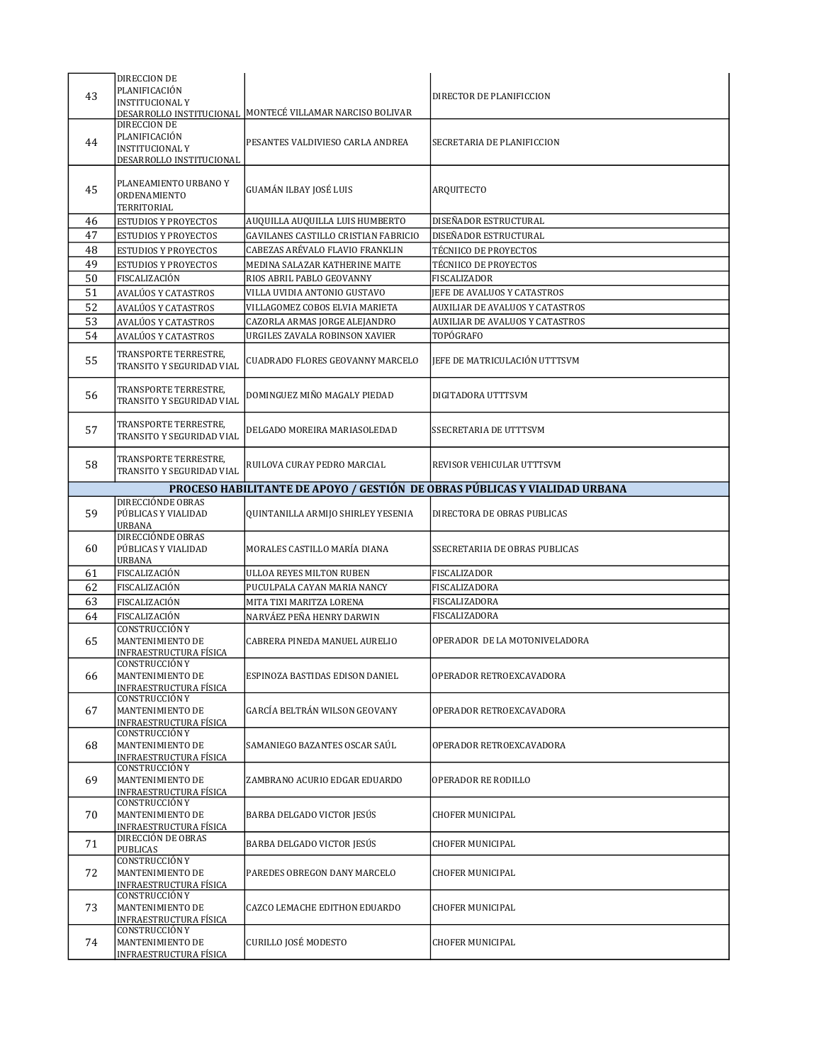| | | | |
|---|---|---|---|
| 43 | DIRECCION DE PLANIFICACIÓN INSTITUCIONAL Y DESARROLLO INSTITUCIONAL | MONTECÉ VILLAMAR NARCISO BOLIVAR | DIRECTOR DE PLANIFICCION |
| 44 | DIRECCION DE PLANIFICACIÓN INSTITUCIONAL Y DESARROLLO INSTITUCIONAL | PESANTES VALDIVIESO CARLA ANDREA | SECRETARIA DE PLANIFICCION |
| 45 | PLANEAMIENTO URBANO Y ORDENAMIENTO TERRITORIAL | GUAMÁN ILBAY JOSÉ LUIS | ARQUITECTO |
| 46 | ESTUDIOS Y PROYECTOS | AUQUILLA AUQUILLA LUIS HUMBERTO | DISEÑADOR ESTRUCTURAL |
| 47 | ESTUDIOS Y PROYECTOS | GAVILANES CASTILLO CRISTIAN FABRICIO | DISEÑADOR ESTRUCTURAL |
| 48 | ESTUDIOS Y PROYECTOS | CABEZAS ARÉVALO FLAVIO FRANKLIN | TÉCNIICO DE PROYECTOS |
| 49 | ESTUDIOS Y PROYECTOS | MEDINA SALAZAR KATHERINE MAITE | TÉCNIICO DE PROYECTOS |
| 50 | FISCALIZACIÓN | RIOS ABRIL PABLO GEOVANNY | FISCALIZADOR |
| 51 | AVALÚOS Y CATASTROS | VILLA UVIDIA ANTONIO GUSTAVO | JEFE DE AVALUOS Y CATASTROS |
| 52 | AVALÚOS Y CATASTROS | VILLAGOMEZ COBOS ELVIA MARIETA | AUXILIAR DE AVALUOS Y CATASTROS |
| 53 | AVALÚOS Y CATASTROS | CAZORLA ARMAS JORGE ALEJANDRO | AUXILIAR DE AVALUOS Y CATASTROS |
| 54 | AVALÚOS Y CATASTROS | URGILES ZAVALA ROBINSON XAVIER | TOPÓGRAFO |
| 55 | TRANSPORTE TERRESTRE, TRANSITO Y SEGURIDAD VIAL | CUADRADO FLORES GEOVANNY MARCELO | JEFE DE MATRICULACIÓN UTTTSVM |
| 56 | TRANSPORTE TERRESTRE, TRANSITO Y SEGURIDAD VIAL | DOMINGUEZ MIÑO MAGALY PIEDAD | DIGITADORA UTTTSVM |
| 57 | TRANSPORTE TERRESTRE, TRANSITO Y SEGURIDAD VIAL | DELGADO MOREIRA MARIASOLEDAD | SSECRETARIA DE UTTTSVM |
| 58 | TRANSPORTE TERRESTRE, TRANSITO Y SEGURIDAD VIAL | RUILOVA CURAY PEDRO MARCIAL | REVISOR VEHICULAR UTTTSVM |
| **PROCESO HABILITANTE DE APOYO / GESTIÓN DE OBRAS PÚBLICAS Y VIALIDAD URBANA** | | | |
| 59 | DIRECCIÓNDE OBRAS PÚBLICAS Y VIALIDAD URBANA | QUINTANILLA ARMIJO SHIRLEY YESENIA | DIRECTORA DE OBRAS PUBLICAS |
| 60 | DIRECCIÓNDE OBRAS PÚBLICAS Y VIALIDAD URBANA | MORALES CASTILLO MARÍA DIANA | SSECRETARIIA DE OBRAS PUBLICAS |
| 61 | FISCALIZACIÓN | ULLOA REYES MILTON RUBEN | FISCALIZADOR |
| 62 | FISCALIZACIÓN | PUCULPALA CAYAN MARIA NANCY | FISCALIZADORA |
| 63 | FISCALIZACIÓN | MITA TIXI MARITZA LORENA | FISCALIZADORA |
| 64 | FISCALIZACIÓN | NARVÁEZ PEÑA HENRY DARWIN | FISCALIZADORA |
| 65 | CONSTRUCCIÓN Y MANTENIMIENTO DE INFRAESTRUCTURA FÍSICA | CABRERA PINEDA MANUEL AURELIO | OPERADOR DE LA MOTONIVELADORA |
| 66 | CONSTRUCCIÓN Y MANTENIMIENTO DE INFRAESTRUCTURA FÍSICA | ESPINOZA BASTIDAS EDISON DANIEL | OPERADOR RETROEXCAVADORA |
| 67 | CONSTRUCCIÓN Y MANTENIMIENTO DE INFRAESTRUCTURA FÍSICA | GARCÍA BELTRÁN WILSON GEOVANY | OPERADOR RETROEXCAVADORA |
| 68 | CONSTRUCCIÓN Y MANTENIMIENTO DE INFRAESTRUCTURA FÍSICA | SAMANIEGO BAZANTES OSCAR SAÚL | OPERADOR RETROEXCAVADORA |
| 69 | CONSTRUCCIÓN Y MANTENIMIENTO DE INFRAESTRUCTURA FÍSICA | ZAMBRANO ACURIO EDGAR EDUARDO | OPERADOR RE RODILLO |
| 70 | CONSTRUCCIÓN Y MANTENIMIENTO DE INFRAESTRUCTURA FÍSICA | BARBA DELGADO VICTOR JESÚS | CHOFER MUNICIPAL |
| 71 | DIRECCIÓN DE OBRAS PUBLICAS | BARBA DELGADO VICTOR JESÚS | CHOFER MUNICIPAL |
| 72 | CONSTRUCCIÓN Y MANTENIMIENTO DE INFRAESTRUCTURA FÍSICA | PAREDES OBREGON DANY MARCELO | CHOFER MUNICIPAL |
| 73 | CONSTRUCCIÓN Y MANTENIMIENTO DE INFRAESTRUCTURA FÍSICA | CAZCO LEMACHE EDITHON EDUARDO | CHOFER MUNICIPAL |
| 74 | CONSTRUCCIÓN Y MANTENIMIENTO DE INFRAESTRUCTURA FÍSICA | CURILLO JOSÉ MODESTO | CHOFER MUNICIPAL |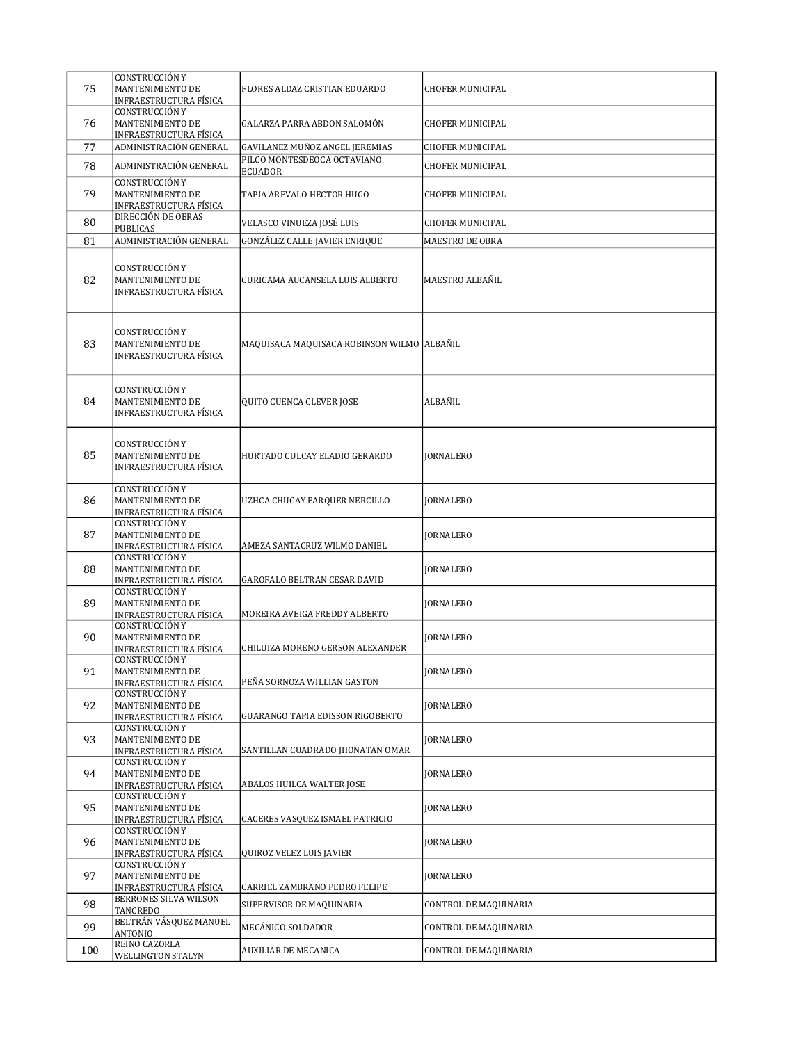| | | | |
|---|---|---|---|
| 75 | CONSTRUCCIÓN Y MANTENIMIENTO DE INFRAESTRUCTURA FÍSICA | FLORES ALDAZ CRISTIAN EDUARDO | CHOFER MUNICIPAL |
| 76 | CONSTRUCCIÓN Y MANTENIMIENTO DE INFRAESTRUCTURA FÍSICA | GALARZA PARRA ABDON SALOMÓN | CHOFER MUNICIPAL |
| 77 | ADMINISTRACIÓN GENERAL | GAVILANEZ MUÑOZ ANGEL JEREMIAS | CHOFER MUNICIPAL |
| 78 | ADMINISTRACIÓN GENERAL | PILCO MONTESDEOCA OCTAVIANO ECUADOR | CHOFER MUNICIPAL |
| 79 | CONSTRUCCIÓN Y MANTENIMIENTO DE INFRAESTRUCTURA FÍSICA | TAPIA AREVALO HECTOR HUGO | CHOFER MUNICIPAL |
| 80 | DIRECCIÓN DE OBRAS PUBLICAS | VELASCO VINUEZA JOSÉ LUIS | CHOFER MUNICIPAL |
| 81 | ADMINISTRACIÓN GENERAL | GONZÁLEZ CALLE JAVIER ENRIQUE | MAESTRO DE OBRA |
| 82 | CONSTRUCCIÓN Y MANTENIMIENTO DE INFRAESTRUCTURA FÍSICA | CURICAMA AUCANSELA LUIS ALBERTO | MAESTRO ALBAÑIL |
| 83 | CONSTRUCCIÓN Y MANTENIMIENTO DE INFRAESTRUCTURA FÍSICA | MAQUISACA MAQUISACA ROBINSON WILMO | ALBAÑIL |
| 84 | CONSTRUCCIÓN Y MANTENIMIENTO DE INFRAESTRUCTURA FÍSICA | QUITO CUENCA CLEVER JOSE | ALBAÑIL |
| 85 | CONSTRUCCIÓN Y MANTENIMIENTO DE INFRAESTRUCTURA FÍSICA | HURTADO CULCAY ELADIO GERARDO | JORNALERO |
| 86 | CONSTRUCCIÓN Y MANTENIMIENTO DE INFRAESTRUCTURA FÍSICA | UZHCA CHUCAY FARQUER NERCILLO | JORNALERO |
| 87 | CONSTRUCCIÓN Y MANTENIMIENTO DE INFRAESTRUCTURA FÍSICA | AMEZA SANTACRUZ WILMO DANIEL | JORNALERO |
| 88 | CONSTRUCCIÓN Y MANTENIMIENTO DE INFRAESTRUCTURA FÍSICA | GAROFALO BELTRAN CESAR DAVID | JORNALERO |
| 89 | CONSTRUCCIÓN Y MANTENIMIENTO DE INFRAESTRUCTURA FÍSICA | MOREIRA AVEIGA FREDDY ALBERTO | JORNALERO |
| 90 | CONSTRUCCIÓN Y MANTENIMIENTO DE INFRAESTRUCTURA FÍSICA | CHILUIZA MORENO GERSON ALEXANDER | JORNALERO |
| 91 | CONSTRUCCIÓN Y MANTENIMIENTO DE INFRAESTRUCTURA FÍSICA | PEÑA SORNOZA WILLIAN GASTON | JORNALERO |
| 92 | CONSTRUCCIÓN Y MANTENIMIENTO DE INFRAESTRUCTURA FÍSICA | GUARANGO TAPIA EDISSON RIGOBERTO | JORNALERO |
| 93 | CONSTRUCCIÓN Y MANTENIMIENTO DE INFRAESTRUCTURA FÍSICA | SANTILLAN CUADRADO JHONATAN OMAR | JORNALERO |
| 94 | CONSTRUCCIÓN Y MANTENIMIENTO DE INFRAESTRUCTURA FÍSICA | ABALOS HUILCA WALTER JOSE | JORNALERO |
| 95 | CONSTRUCCIÓN Y MANTENIMIENTO DE INFRAESTRUCTURA FÍSICA | CACERES VASQUEZ ISMAEL PATRICIO | JORNALERO |
| 96 | CONSTRUCCIÓN Y MANTENIMIENTO DE INFRAESTRUCTURA FÍSICA | QUIROZ VELEZ LUIS JAVIER | JORNALERO |
| 97 | CONSTRUCCIÓN Y MANTENIMIENTO DE INFRAESTRUCTURA FÍSICA | CARRIEL ZAMBRANO PEDRO FELIPE | JORNALERO |
| 98 | BERRONES SILVA WILSON TANCREDO | SUPERVISOR DE MAQUINARIA | CONTROL DE MAQUINARIA |
| 99 | BELTRÁN VÁSQUEZ MANUEL ANTONIO | MECÁNICO SOLDADOR | CONTROL DE MAQUINARIA |
| 100 | REINO CAZORLA WELLINGTON STALYN | AUXILIAR DE MECANICA | CONTROL DE MAQUINARIA |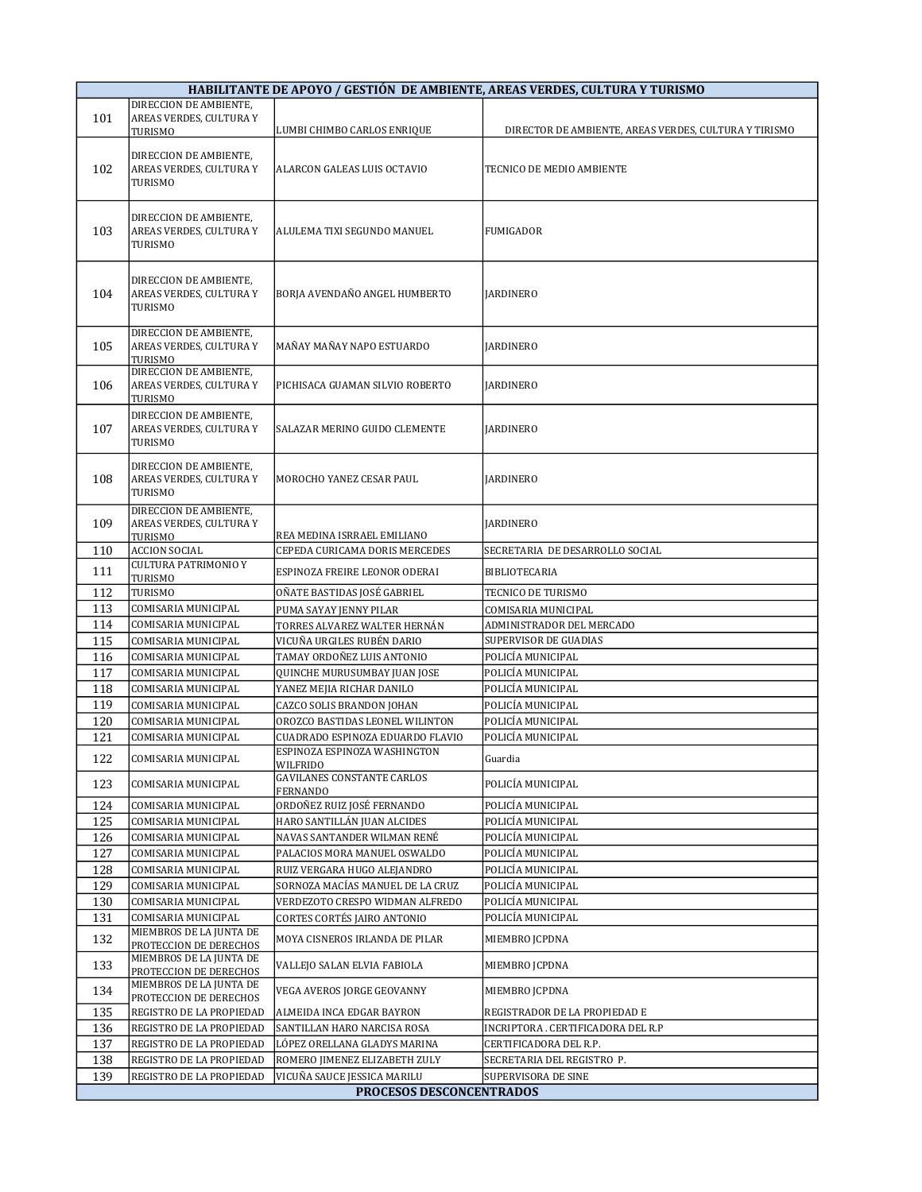| HABILITANTE DE APOYO / GESTIÓN DE AMBIENTE, AREAS VERDES, CULTURA Y TURISMO | | | |
|---|---|---|---|
| 101 | DIRECCION DE AMBIENTE, AREAS VERDES, CULTURA Y TURISMO | LUMBI CHIMBO CARLOS ENRIQUE | DIRECTOR DE AMBIENTE, AREAS VERDES, CULTURA Y TIRISMO |
| 102 | DIRECCION DE AMBIENTE, AREAS VERDES, CULTURA Y TURISMO | ALARCON GALEAS LUIS OCTAVIO | TECNICO DE MEDIO AMBIENTE |
| 103 | DIRECCION DE AMBIENTE, AREAS VERDES, CULTURA Y TURISMO | ALULEMA TIXI SEGUNDO MANUEL | FUMIGADOR |
| 104 | DIRECCION DE AMBIENTE, AREAS VERDES, CULTURA Y TURISMO | BORJA AVENDAÑO ANGEL HUMBERTO | JARDINERO |
| 105 | DIRECCION DE AMBIENTE, AREAS VERDES, CULTURA Y TURISMO | MAÑAY MAÑAY NAPO ESTUARDO | JARDINERO |
| 106 | DIRECCION DE AMBIENTE, AREAS VERDES, CULTURA Y TURISMO | PICHISACA GUAMAN SILVIO ROBERTO | JARDINERO |
| 107 | DIRECCION DE AMBIENTE, AREAS VERDES, CULTURA Y TURISMO | SALAZAR MERINO GUIDO CLEMENTE | JARDINERO |
| 108 | DIRECCION DE AMBIENTE, AREAS VERDES, CULTURA Y TURISMO | MOROCHO YANEZ CESAR PAUL | JARDINERO |
| 109 | DIRECCION DE AMBIENTE, AREAS VERDES, CULTURA Y TURISMO | REA MEDINA ISRRAEL EMILIANO | JARDINERO |
| 110 | ACCION SOCIAL | CEPEDA CURICAMA DORIS MERCEDES | SECRETARIA DE DESARROLLO SOCIAL |
| 111 | CULTURA PATRIMONIO Y TURISMO | ESPINOZA FREIRE LEONOR ODERAI | BIBLIOTECARIA |
| 112 | TURISMO | OÑATE BASTIDAS JOSÉ GABRIEL | TECNICO DE TURISMO |
| 113 | COMISARIA MUNICIPAL | PUMA SAYAY JENNY PILAR | COMISARIA MUNICIPAL |
| 114 | COMISARIA MUNICIPAL | TORRES ALVAREZ WALTER HERNÁN | ADMINISTRADOR DEL MERCADO |
| 115 | COMISARIA MUNICIPAL | VICUÑA URGILES RUBÉN DARIO | SUPERVISOR DE GUADIAS |
| 116 | COMISARIA MUNICIPAL | TAMAY ORDOÑEZ LUIS ANTONIO | POLICÍA MUNICIPAL |
| 117 | COMISARIA MUNICIPAL | QUINCHE MURUSUMBAY JUAN JOSE | POLICÍA MUNICIPAL |
| 118 | COMISARIA MUNICIPAL | YANEZ MEJIA RICHAR DANILO | POLICÍA MUNICIPAL |
| 119 | COMISARIA MUNICIPAL | CAZCO SOLIS BRANDON JOHAN | POLICÍA MUNICIPAL |
| 120 | COMISARIA MUNICIPAL | OROZCO BASTIDAS LEONEL WILINTON | POLICÍA MUNICIPAL |
| 121 | COMISARIA MUNICIPAL | CUADRADO ESPINOZA EDUARDO FLAVIO | POLICÍA MUNICIPAL |
| 122 | COMISARIA MUNICIPAL | ESPINOZA ESPINOZA WASHINGTON WILFRIDO | Guardia |
| 123 | COMISARIA MUNICIPAL | GAVILANES CONSTANTE CARLOS FERNANDO | POLICÍA MUNICIPAL |
| 124 | COMISARIA MUNICIPAL | ORDOÑEZ RUIZ JOSÉ FERNANDO | POLICÍA MUNICIPAL |
| 125 | COMISARIA MUNICIPAL | HARO SANTILLÁN JUAN ALCIDES | POLICÍA MUNICIPAL |
| 126 | COMISARIA MUNICIPAL | NAVAS SANTANDER WILMAN RENÉ | POLICÍA MUNICIPAL |
| 127 | COMISARIA MUNICIPAL | PALACIOS MORA MANUEL OSWALDO | POLICÍA MUNICIPAL |
| 128 | COMISARIA MUNICIPAL | RUIZ VERGARA HUGO ALEJANDRO | POLICÍA MUNICIPAL |
| 129 | COMISARIA MUNICIPAL | SORNOZA MACÍAS MANUEL DE LA CRUZ | POLICÍA MUNICIPAL |
| 130 | COMISARIA MUNICIPAL | VERDEZOTO CRESPO WIDMAN ALFREDO | POLICÍA MUNICIPAL |
| 131 | COMISARIA MUNICIPAL | CORTES CORTÉS JAIRO ANTONIO | POLICÍA MUNICIPAL |
| 132 | MIEMBROS DE LA JUNTA DE PROTECCION DE DERECHOS | MOYA CISNEROS IRLANDA DE PILAR | MIEMBRO JCPDNA |
| 133 | MIEMBROS DE LA JUNTA DE PROTECCION DE DERECHOS | VALLEJO SALAN ELVIA FABIOLA | MIEMBRO JCPDNA |
| 134 | MIEMBROS DE LA JUNTA DE PROTECCION DE DERECHOS | VEGA AVEROS JORGE GEOVANNY | MIEMBRO JCPDNA |
| 135 | REGISTRO DE LA PROPIEDAD | ALMEIDA INCA EDGAR BAYRON | REGISTRADOR DE LA PROPIEDAD E |
| 136 | REGISTRO DE LA PROPIEDAD | SANTILLAN HARO NARCISA ROSA | INCRIPTORA . CERTIFICADORA DEL R.P |
| 137 | REGISTRO DE LA PROPIEDAD | LÓPEZ ORELLANA GLADYS MARINA | CERTIFICADORA DEL R.P. |
| 138 | REGISTRO DE LA PROPIEDAD | ROMERO JIMENEZ ELIZABETH ZULY | SECRETARIA DEL REGISTRO P. |
| 139 | REGISTRO DE LA PROPIEDAD | VICUÑA SAUCE JESSICA MARILU | SUPERVISORA DE SINE |
| PROCESOS DESCONCENTRADOS | | | |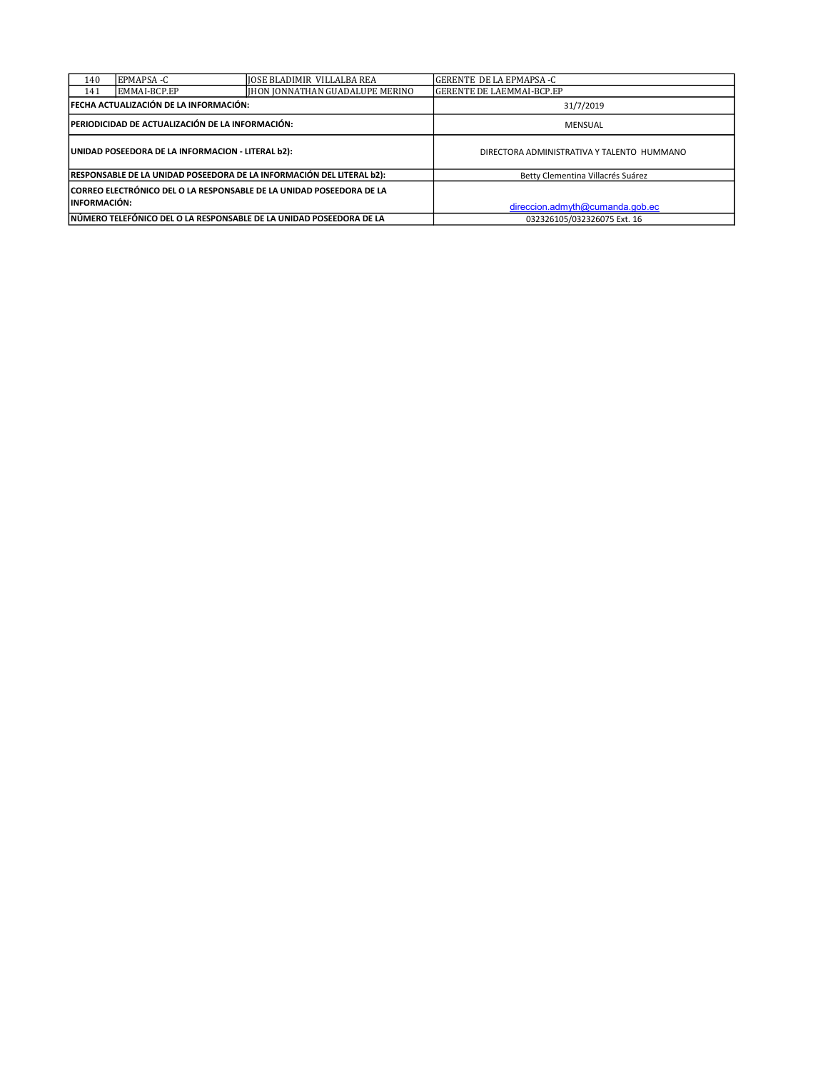| | | | |
|---|---|---|---|
| 140 | EPMAPSA -C | JOSE BLADIMIR VILLALBA REA | GERENTE DE LA EPMAPSA -C |
| 141 | EMMAI-BCP.EP | JHON JONNATHAN GUADALUPE MERINO | GERENTE DE LAEMMAI-BCP.EP |
| **FECHA ACTUALIZACIÓN DE LA INFORMACIÓN:** | | | 31/7/2019 |
| **PERIODICIDAD DE ACTUALIZACIÓN DE LA INFORMACIÓN:** | | | MENSUAL |
| **UNIDAD POSEEDORA DE LA INFORMACION - LITERAL b2):** | | | DIRECTORA ADMINISTRATIVA Y TALENTO HUMMANO |
| **RESPONSABLE DE LA UNIDAD POSEEDORA DE LA INFORMACIÓN DEL LITERAL b2):** | | | Betty Clementina Villacrés Suárez |
| **CORREO ELECTRÓNICO DEL O LA RESPONSABLE DE LA UNIDAD POSEEDORA DE LA INFORMACIÓN:** | | | direccion.admyth@cumanda.gob.ec |
| **NÚMERO TELEFÓNICO DEL O LA RESPONSABLE DE LA UNIDAD POSEEDORA DE LA** | | | 032326105/032326075 Ext. 16 |